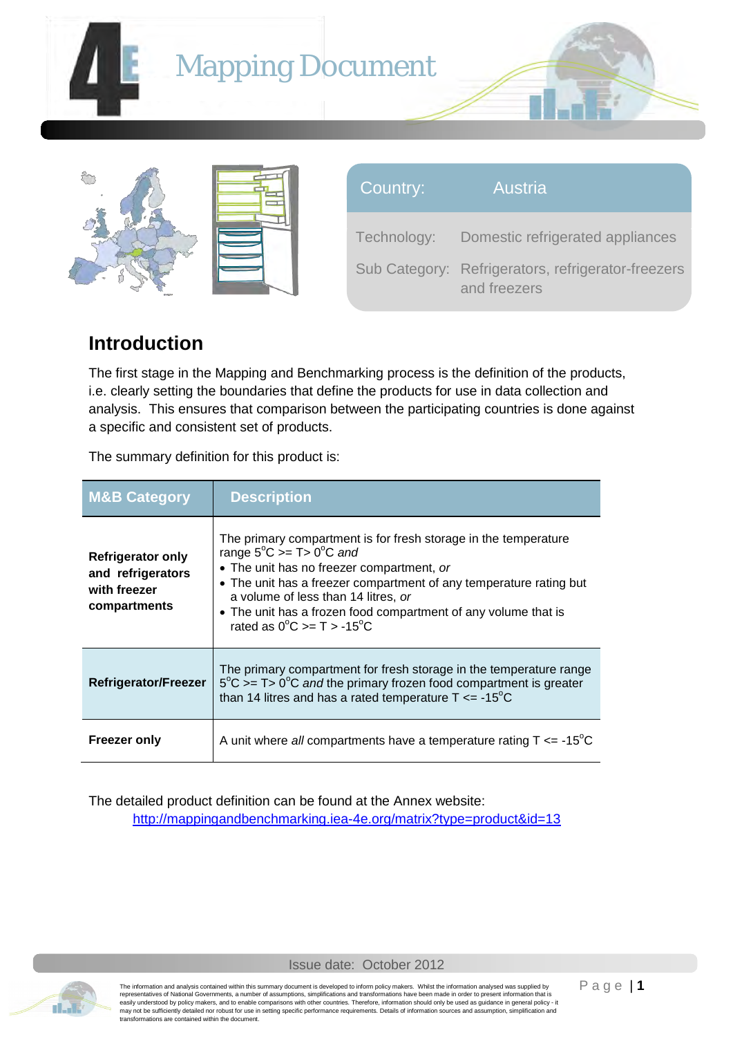# Mapping Document

| Country: | Austria |
|---|---|
| Technology: | Domestic refrigerated appliances |
| Sub Category: | Refrigerators, refrigerator-freezers and freezers |

## Introduction

The first stage in the Mapping and Benchmarking process is the definition of the products, i.e. clearly setting the boundaries that define the products for use in data collection and analysis. This ensures that comparison between the participating countries is done against a specific and consistent set of products.

The summary definition for this product is:

| M&B Category | Description |
|---|---|
| **Refrigerator only and refrigerators with freezer compartments** | The primary compartment is for fresh storage in the temperature range $5^oC >= T > 0^oC$ *and* • The unit has no freezer compartment, *or* • The unit has a freezer compartment of any temperature rating but a volume of less than 14 litres, *or* • The unit has a frozen food compartment of any volume that is rated as $0^oC >= T > -15^oC$ |
| **Refrigerator/Freezer** | The primary compartment for fresh storage in the temperature range $5^oC >= T > 0^oC$ *and* the primary frozen food compartment is greater than 14 litres and has a rated temperature $T <= -15^oC$ |
| **Freezer only** | A unit where *all* compartments have a temperature rating $T <= -15^oC$ |

The detailed product definition can be found at the Annex website:
http://mappingandbenchmarking.iea-4e.org/matrix?type=product&id=13

Issue date: October 2012

The information and analysis contained within this summary document is developed to inform policy makers. Whilst the information analysed was supplied by representatives of National Governments, a number of assumptions, simplifications and transformations have been made in order to present information that is easily understood by policy makers, and to enable comparisons with other countries. Therefore, information should only be used as guidance in general policy - it may not be sufficiently detailed nor robust for use in setting specific performance requirements. Details of information sources and assumption, simplification and transformations are contained within the document.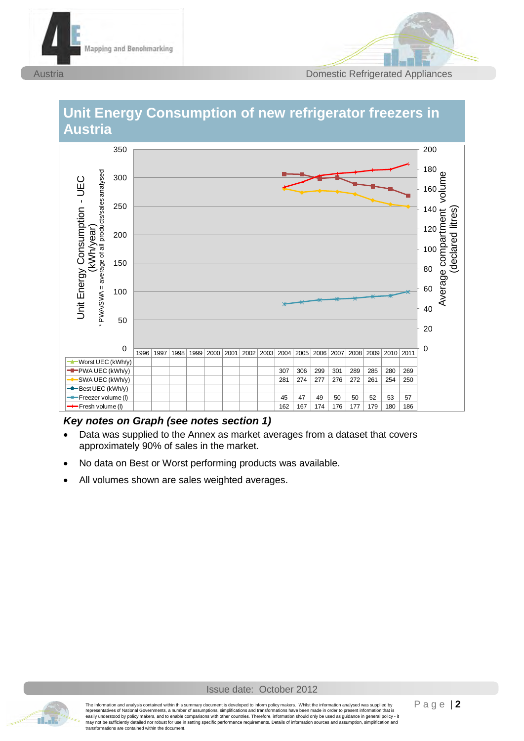# Unit Energy Consumption of new refrigerator freezers in Austria

| | 1996 | 1997 | 1998 | 1999 | 2000 | 2001 | 2002 | 2003 | 2004 | 2005 | 2006 | 2007 | 2008 | 2009 | 2010 | 2011 |
|---|---|---|---|---|---|---|---|---|---|---|---|---|---|---|---|---|
| Worst UEC (kWh/y) | | | | | | | | | | | | | | | | |
| PWA UEC (kWh/y) | | | | | | | | | 307 | 306 | 299 | 301 | 289 | 285 | 280 | 269 |
| SWA UEC (kWh/y) | | | | | | | | | 281 | 274 | 277 | 276 | 272 | 261 | 254 | 250 |
| Best UEC (kWh/y) | | | | | | | | | | | | | | | | |
| Freezer volume (l) | | | | | | | | | 45 | 47 | 49 | 50 | 50 | 52 | 53 | 57 |
| Fresh volume (l) | | | | | | | | | 162 | 167 | 174 | 176 | 177 | 179 | 180 | 186 |

Left axis: Unit Energy Consumption - UEC (kWh/year); * PWA/SWA = average of all products/sales analysed. Right axis: Average compartment volume (declared litres).

***Key notes on Graph (see notes section 1)***

- Data was supplied to the Annex as market averages from a dataset that covers approximately 90% of sales in the market.
- No data on Best or Worst performing products was available.
- All volumes shown are sales weighted averages.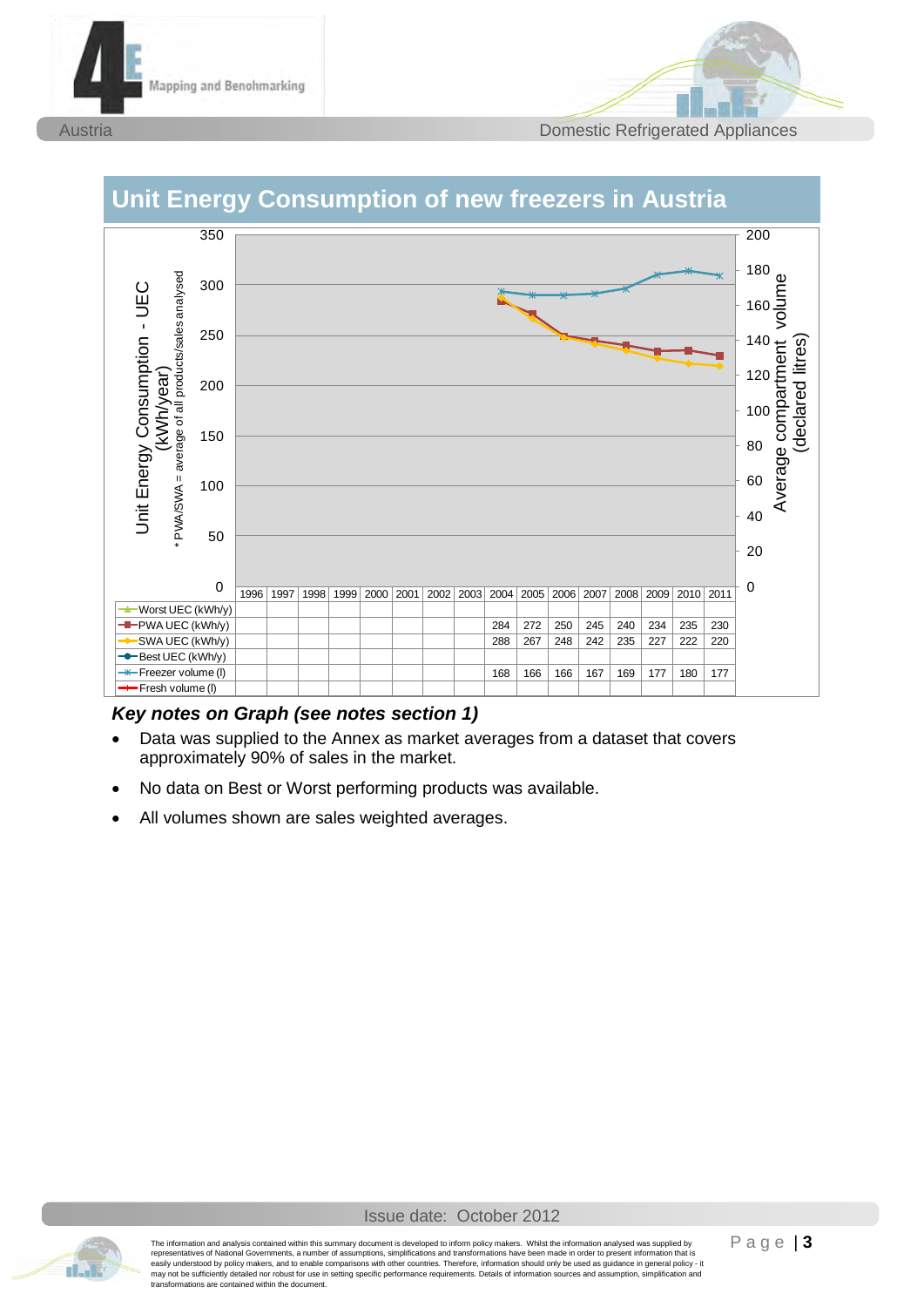## Unit Energy Consumption of new freezers in Austria

| | 1996 | 1997 | 1998 | 1999 | 2000 | 2001 | 2002 | 2003 | 2004 | 2005 | 2006 | 2007 | 2008 | 2009 | 2010 | 2011 |
|---|---|---|---|---|---|---|---|---|---|---|---|---|---|---|---|---|
| Worst UEC (kWh/y) | | | | | | | | | | | | | | | | |
| PWA UEC (kWh/y) | | | | | | | | | 284 | 272 | 250 | 245 | 240 | 234 | 235 | 230 |
| SWA UEC (kWh/y) | | | | | | | | | 288 | 267 | 248 | 242 | 235 | 227 | 222 | 220 |
| Best UEC (kWh/y) | | | | | | | | | | | | | | | | |
| Freezer volume (l) | | | | | | | | | 168 | 166 | 166 | 167 | 169 | 177 | 180 | 177 |
| Fresh volume (l) | | | | | | | | | | | | | | | | |

Unit Energy Consumption - UEC (kWh/year)
* PWA/SWA = average of all products/sales analysed

Average compartment volume (declared litres)

### *Key notes on Graph (see notes section 1)*

- Data was supplied to the Annex as market averages from a dataset that covers approximately 90% of sales in the market.
- No data on Best or Worst performing products was available.
- All volumes shown are sales weighted averages.

Issue date: October 2012

The information and analysis contained within this summary document is developed to inform policy makers. Whilst the information analysed was supplied by representatives of National Governments, a number of assumptions, simplifications and transformations have been made in order to present information that is easily understood by policy makers, and to enable comparisons with other countries. Therefore, information should only be used as guidance in general policy - it may not be sufficiently detailed nor robust for use in setting specific performance requirements. Details of information sources and assumption, simplification and transformations are contained within the document.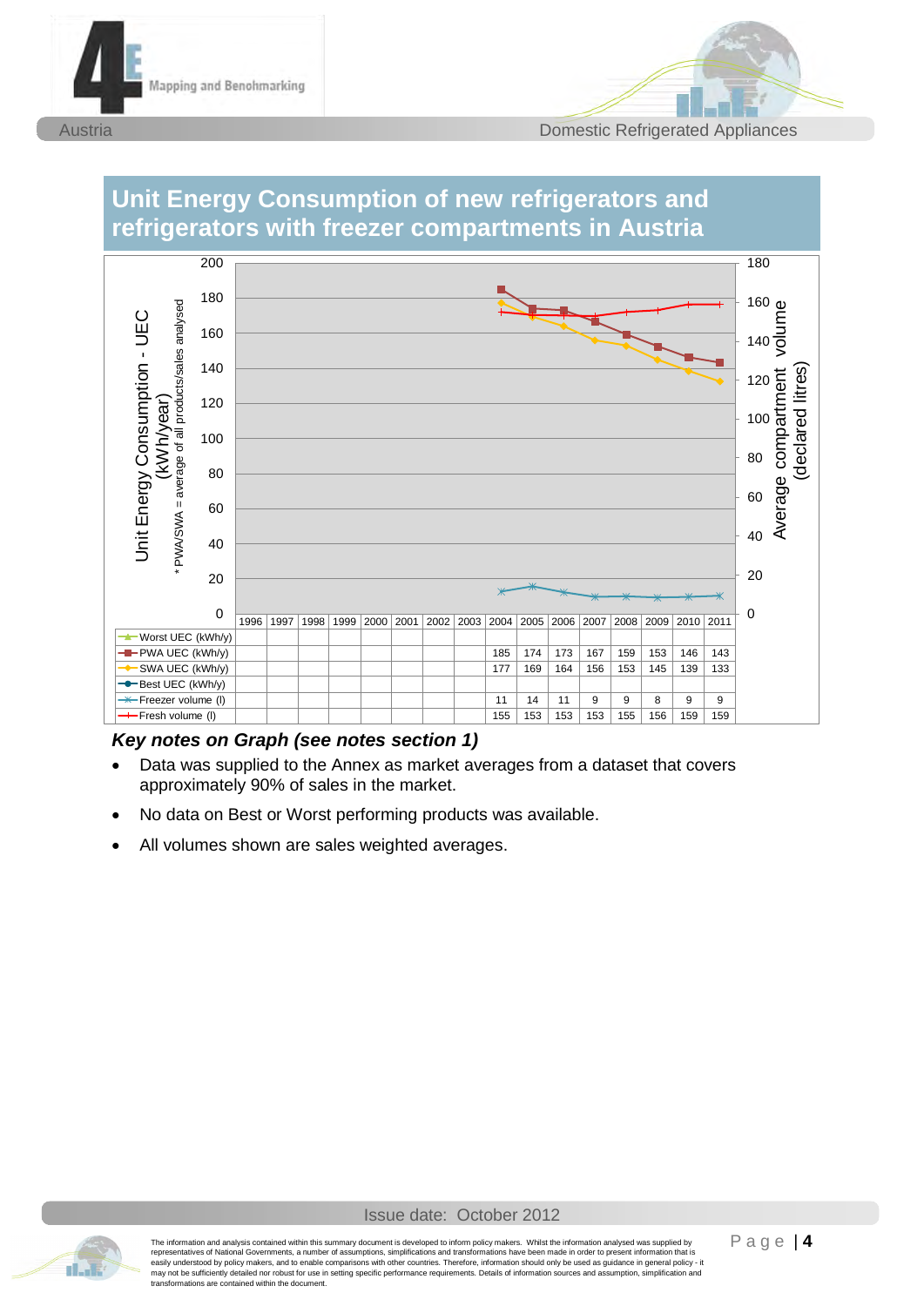## Unit Energy Consumption of new refrigerators and refrigerators with freezer compartments in Austria

| | 1996 | 1997 | 1998 | 1999 | 2000 | 2001 | 2002 | 2003 | 2004 | 2005 | 2006 | 2007 | 2008 | 2009 | 2010 | 2011 |
|---|---|---|---|---|---|---|---|---|---|---|---|---|---|---|---|---|
| Worst UEC (kWh/y) | | | | | | | | | | | | | | | | |
| PWA UEC (kWh/y) | | | | | | | | | 185 | 174 | 173 | 167 | 159 | 153 | 146 | 143 |
| SWA UEC (kWh/y) | | | | | | | | | 177 | 169 | 164 | 156 | 153 | 145 | 139 | 133 |
| Best UEC (kWh/y) | | | | | | | | | | | | | | | | |
| Freezer volume (l) | | | | | | | | | 11 | 14 | 11 | 9 | 9 | 8 | 9 | 9 |
| Fresh volume (l) | | | | | | | | | 155 | 153 | 153 | 153 | 155 | 156 | 159 | 159 |

Unit Energy Consumption - UEC (kWh/year)
* PWA/SWA = average of all products/sales analysed

Average compartment volume (declared litres)

***Key notes on Graph (see notes section 1)***

- Data was supplied to the Annex as market averages from a dataset that covers approximately 90% of sales in the market.
- No data on Best or Worst performing products was available.
- All volumes shown are sales weighted averages.

Issue date: October 2012

The information and analysis contained within this summary document is developed to inform policy makers. Whilst the information analysed was supplied by representatives of National Governments, a number of assumptions, simplifications and transformations have been made in order to present information that is easily understood by policy makers, and to enable comparisons with other countries. Therefore, information should only be used as guidance in general policy - it may not be sufficiently detailed nor robust for use in setting specific performance requirements. Details of information sources and assumption, simplification and transformations are contained within the document.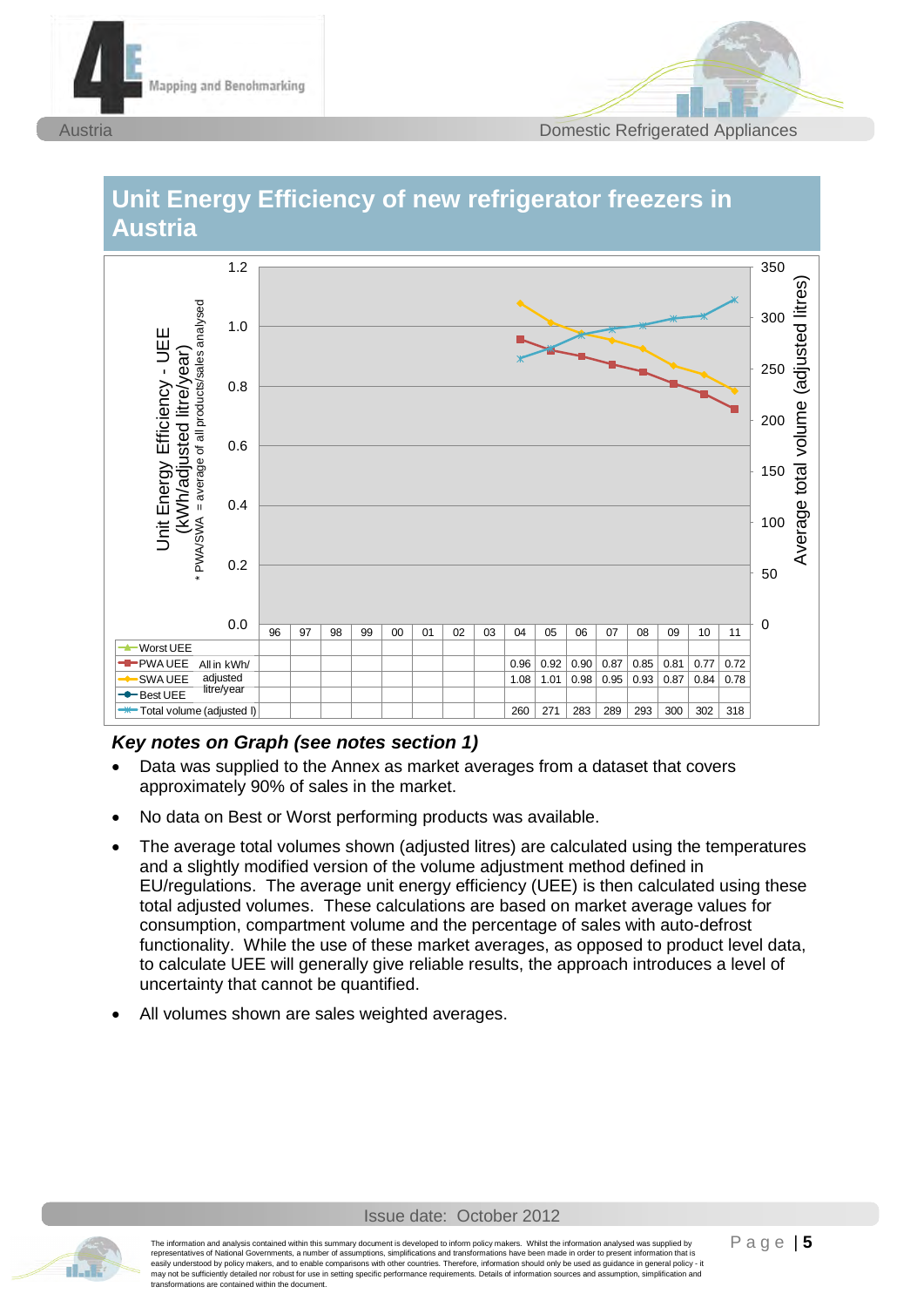## Unit Energy Efficiency of new refrigerator freezers in Austria

| | | 96 | 97 | 98 | 99 | 00 | 01 | 02 | 03 | 04 | 05 | 06 | 07 | 08 | 09 | 10 | 11 |
|---|---|---|---|---|---|---|---|---|---|---|---|---|---|---|---|---|---|
| Worst UEE | All in kWh/ adjusted litre/year | | | | | | | | | | | | | | | | |
| PWA UEE | | | | | | | | | | 0.96 | 0.92 | 0.90 | 0.87 | 0.85 | 0.81 | 0.77 | 0.72 |
| SWA UEE | | | | | | | | | | 1.08 | 1.01 | 0.98 | 0.95 | 0.93 | 0.87 | 0.84 | 0.78 |
| Best UEE | | | | | | | | | | | | | | | | | |
| Total volume (adjusted l) | | | | | | | | | | 260 | 271 | 283 | 289 | 293 | 300 | 302 | 318 |

Left axis: Unit Energy Efficiency - UEE (kWh/adjusted litre/year). * PWA/SWA = average of all products/sales analysed. Right axis: Average total volume (adjusted litres).

### *Key notes on Graph (see notes section 1)*

- Data was supplied to the Annex as market averages from a dataset that covers approximately 90% of sales in the market.
- No data on Best or Worst performing products was available.
- The average total volumes shown (adjusted litres) are calculated using the temperatures and a slightly modified version of the volume adjustment method defined in EU/regulations. The average unit energy efficiency (UEE) is then calculated using these total adjusted volumes. These calculations are based on market average values for consumption, compartment volume and the percentage of sales with auto-defrost functionality. While the use of these market averages, as opposed to product level data, to calculate UEE will generally give reliable results, the approach introduces a level of uncertainty that cannot be quantified.
- All volumes shown are sales weighted averages.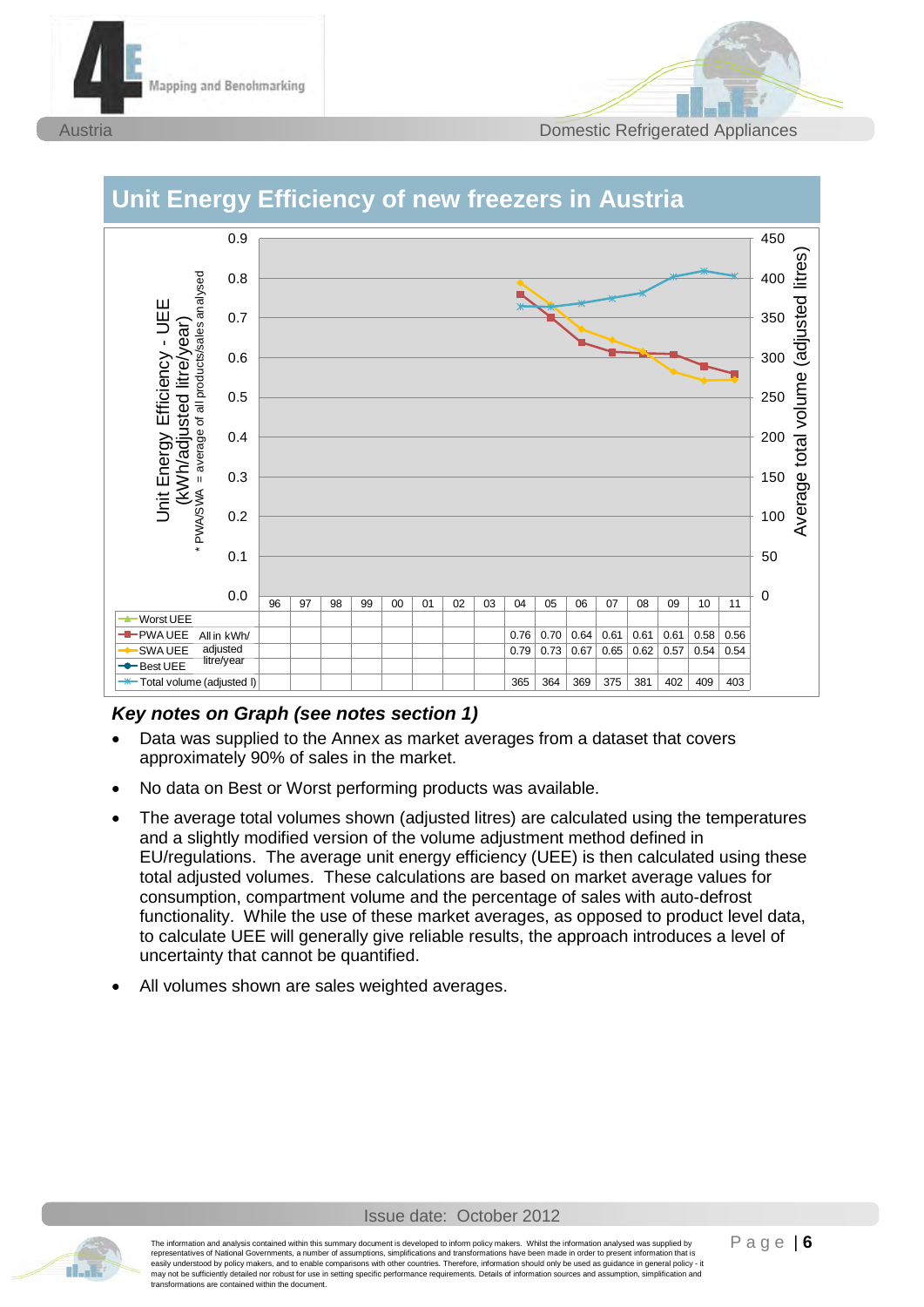## Unit Energy Efficiency of new freezers in Austria

| | 96 | 97 | 98 | 99 | 00 | 01 | 02 | 03 | 04 | 05 | 06 | 07 | 08 | 09 | 10 | 11 |
|---|---|---|---|---|---|---|---|---|---|---|---|---|---|---|---|---|
| Worst UEE | | | | | | | | | | | | | | | | |
| PWA UEE (All in kWh/adjusted litre/year) | | | | | | | | | 0.76 | 0.70 | 0.64 | 0.61 | 0.61 | 0.61 | 0.58 | 0.56 |
| SWA UEE (All in kWh/adjusted litre/year) | | | | | | | | | 0.79 | 0.73 | 0.67 | 0.65 | 0.62 | 0.57 | 0.54 | 0.54 |
| Best UEE | | | | | | | | | | | | | | | | |
| Total volume (adjusted l) | | | | | | | | | 365 | 364 | 369 | 375 | 381 | 402 | 409 | 403 |

Left axis: Unit Energy Efficiency - UEE (kWh/adjusted litre/year); * PWA/SWA = average of all products/sales analysed. Right axis: Average total volume (adjusted litres)

### *Key notes on Graph (see notes section 1)*

- Data was supplied to the Annex as market averages from a dataset that covers approximately 90% of sales in the market.
- No data on Best or Worst performing products was available.
- The average total volumes shown (adjusted litres) are calculated using the temperatures and a slightly modified version of the volume adjustment method defined in EU/regulations. The average unit energy efficiency (UEE) is then calculated using these total adjusted volumes. These calculations are based on market average values for consumption, compartment volume and the percentage of sales with auto-defrost functionality. While the use of these market averages, as opposed to product level data, to calculate UEE will generally give reliable results, the approach introduces a level of uncertainty that cannot be quantified.
- All volumes shown are sales weighted averages.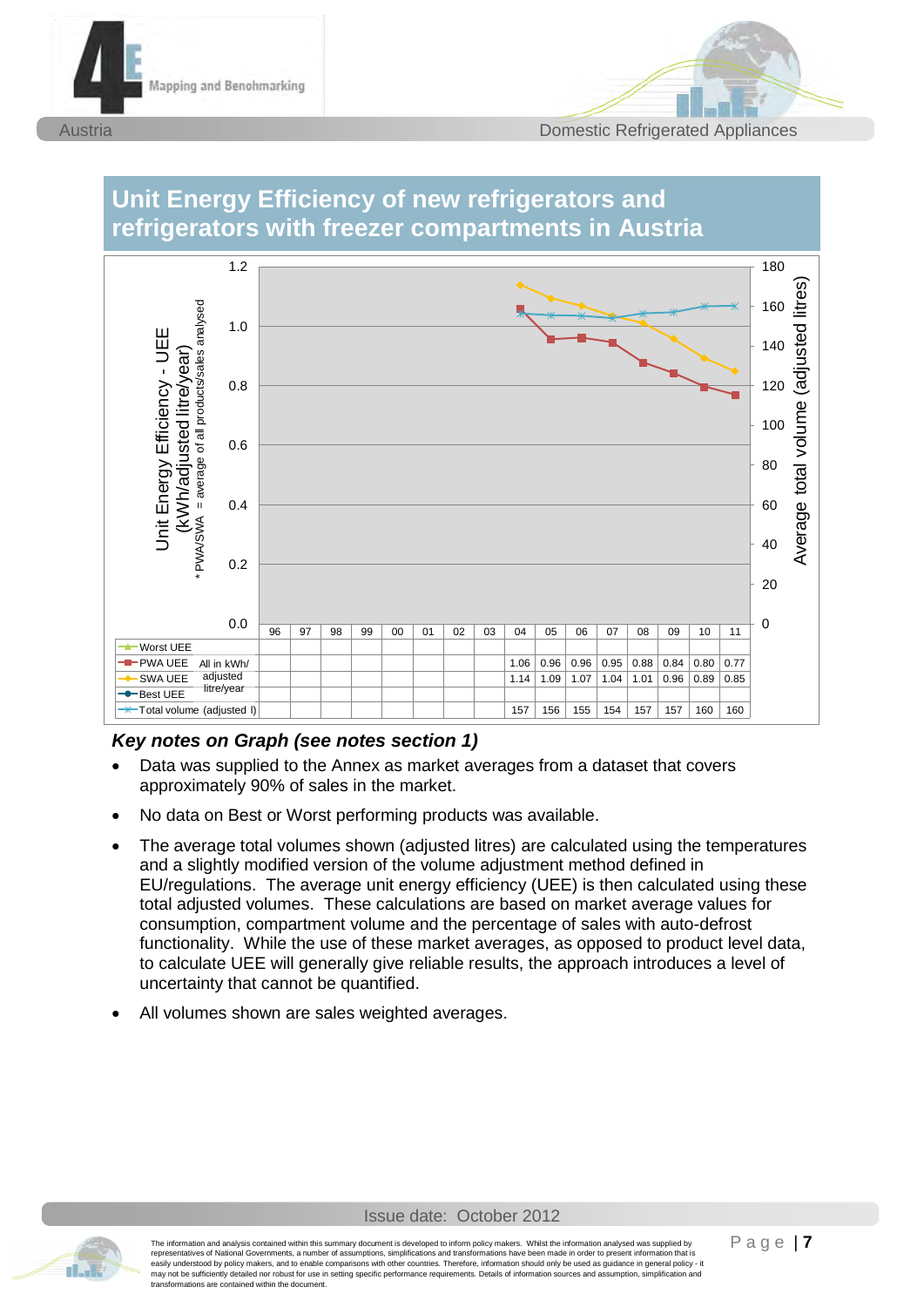## Unit Energy Efficiency of new refrigerators and refrigerators with freezer compartments in Austria

| | 96 | 97 | 98 | 99 | 00 | 01 | 02 | 03 | 04 | 05 | 06 | 07 | 08 | 09 | 10 | 11 |
|---|---|---|---|---|---|---|---|---|---|---|---|---|---|---|---|---|
| Worst UEE (All in kWh/adjusted litre/year) | | | | | | | | | | | | | | | | |
| PWA UEE (All in kWh/adjusted litre/year) | | | | | | | | | 1.06 | 0.96 | 0.96 | 0.95 | 0.88 | 0.84 | 0.80 | 0.77 |
| SWA UEE (All in kWh/adjusted litre/year) | | | | | | | | | 1.14 | 1.09 | 1.07 | 1.04 | 1.01 | 0.96 | 0.89 | 0.85 |
| Best UEE (All in kWh/adjusted litre/year) | | | | | | | | | | | | | | | | |
| Total volume (adjusted l) | | | | | | | | | 157 | 156 | 155 | 154 | 157 | 157 | 160 | 160 |

Left axis: Unit Energy Efficiency - UEE (kWh/adjusted litre/year) * PWA/SWA = average of all products/sales analysed. Right axis: Average total volume (adjusted litres)

### *Key notes on Graph (see notes section 1)*

- Data was supplied to the Annex as market averages from a dataset that covers approximately 90% of sales in the market.
- No data on Best or Worst performing products was available.
- The average total volumes shown (adjusted litres) are calculated using the temperatures and a slightly modified version of the volume adjustment method defined in EU/regulations. The average unit energy efficiency (UEE) is then calculated using these total adjusted volumes. These calculations are based on market average values for consumption, compartment volume and the percentage of sales with auto-defrost functionality. While the use of these market averages, as opposed to product level data, to calculate UEE will generally give reliable results, the approach introduces a level of uncertainty that cannot be quantified.
- All volumes shown are sales weighted averages.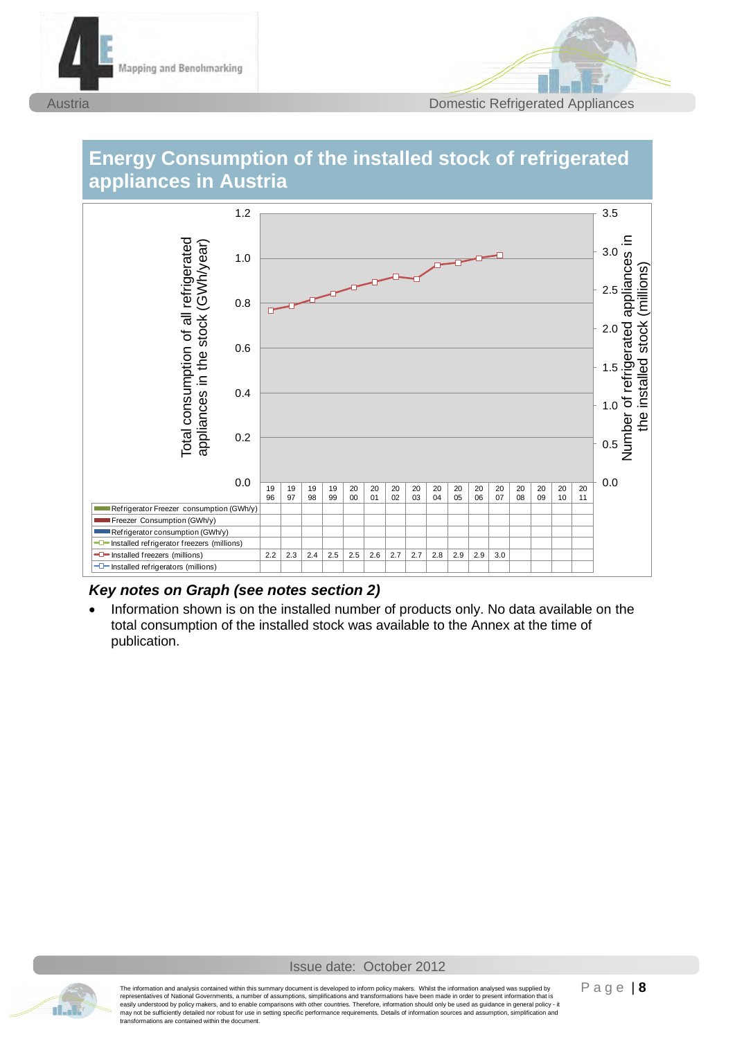## Energy Consumption of the installed stock of refrigerated appliances in Austria

| | 1996 | 1997 | 1998 | 1999 | 2000 | 2001 | 2002 | 2003 | 2004 | 2005 | 2006 | 2007 | 2008 | 2009 | 2010 | 2011 |
|---|---|---|---|---|---|---|---|---|---|---|---|---|---|---|---|---|
| Refrigerator Freezer consumption (GWh/y) | | | | | | | | | | | | | | | | |
| Freezer Consumption (GWh/y) | | | | | | | | | | | | | | | | |
| Refrigerator consumption (GWh/y) | | | | | | | | | | | | | | | | |
| Installed refrigerator freezers (millions) | | | | | | | | | | | | | | | | |
| Installed freezers (millions) | 2.2 | 2.3 | 2.4 | 2.5 | 2.5 | 2.6 | 2.7 | 2.7 | 2.8 | 2.9 | 2.9 | 3.0 | | | | |
| Installed refrigerators (millions) | | | | | | | | | | | | | | | | |

Left axis: Total consumption of all refrigerated appliances in the stock (GWh/year). Right axis: Number of refrigerated appliances in the installed stock (millions).

### *Key notes on Graph (see notes section 2)*

- Information shown is on the installed number of products only. No data available on the total consumption of the installed stock was available to the Annex at the time of publication.

Issue date: October 2012

The information and analysis contained within this summary document is developed to inform policy makers. Whilst the information analysed was supplied by representatives of National Governments, a number of assumptions, simplifications and transformations have been made in order to present information that is easily understood by policy makers, and to enable comparisons with other countries. Therefore, information should only be used as guidance in general policy - it may not be sufficiently detailed nor robust for use in setting specific performance requirements. Details of information sources and assumption, simplification and transformations are contained within the document.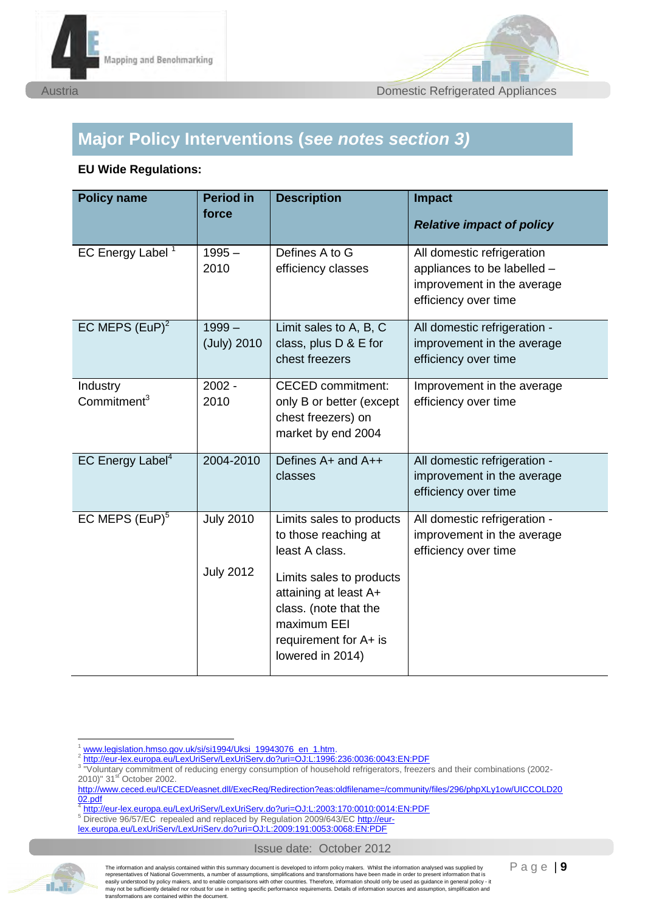## Major Policy Interventions (*see notes section 3)*

**EU Wide Regulations:**

| Policy name | Period in force | Description | Impact<br><br>***Relative impact of policy*** |
|---|---|---|---|
| EC Energy Label [1] | 1995 – 2010 | Defines A to G efficiency classes | All domestic refrigeration appliances to be labelled – improvement in the average efficiency over time |
| EC MEPS (EuP)[2] | 1999 – (July) 2010 | Limit sales to A, B, C class, plus D & E for chest freezers | All domestic refrigeration - improvement in the average efficiency over time |
| Industry Commitment[3] | 2002 - 2010 | CECED commitment: only B or better (except chest freezers) on market by end 2004 | Improvement in the average efficiency over time |
| EC Energy Label[4] | 2004-2010 | Defines A+ and A++ classes | All domestic refrigeration - improvement in the average efficiency over time |
| EC MEPS (EuP)[5] | July 2010<br><br>July 2012 | Limits sales to products to those reaching at least A class.<br><br>Limits sales to products attaining at least A+ class. (note that the maximum EEI requirement for A+ is lowered in 2014) | All domestic refrigeration - improvement in the average efficiency over time |

[1] www.legislation.hmso.gov.uk/si/si1994/Uksi_19943076_en_1.htm.
[2] http://eur-lex.europa.eu/LexUriServ/LexUriServ.do?uri=OJ:L:1996:236:0036:0043:EN:PDF
[3] "Voluntary commitment of reducing energy consumption of household refrigerators, freezers and their combinations (2002-2010)" 31st October 2002. http://www.ceced.eu/ICECED/easnet.dll/ExecReq/Redirection?eas:oldfilename=/community/files/296/phpXLy1ow/UICCOLD2002.pdf
[4] http://eur-lex.europa.eu/LexUriServ/LexUriServ.do?uri=OJ:L:2003:170:0010:0014:EN:PDF
[5] Directive 96/57/EC repealed and replaced by Regulation 2009/643/EC http://eur-lex.europa.eu/LexUriServ/LexUriServ.do?uri=OJ:L:2009:191:0053:0068:EN:PDF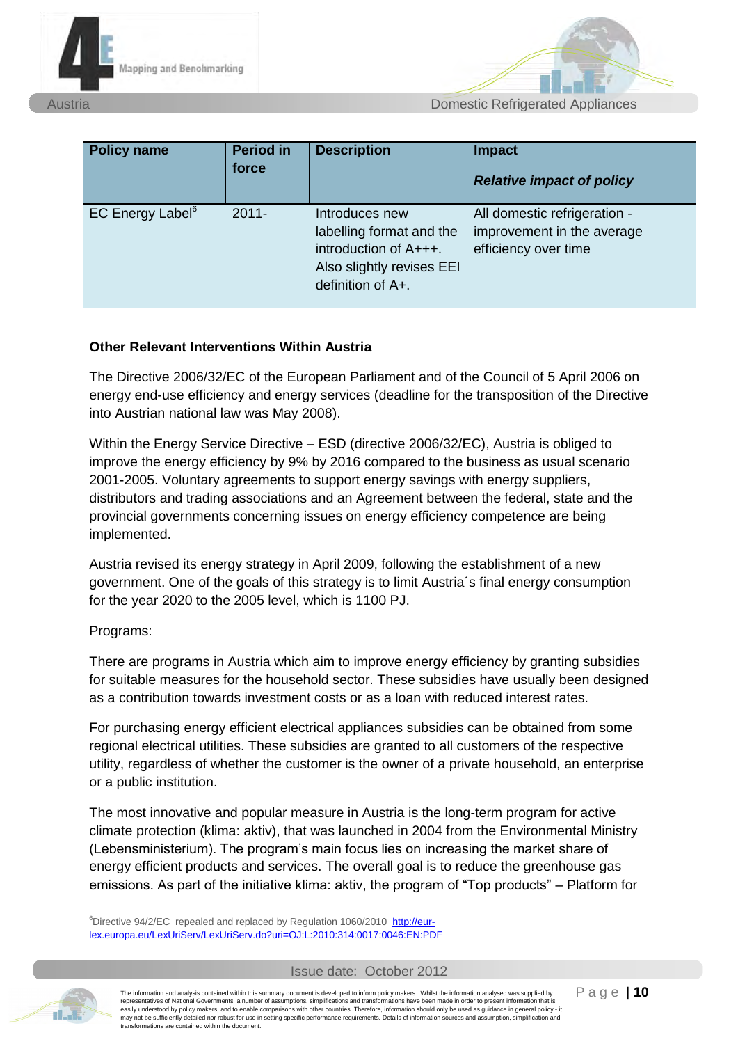| Policy name | Period in force | Description | Impact<br>***Relative impact of policy*** |
|---|---|---|---|
| EC Energy Label[6] | 2011- | Introduces new labelling format and the introduction of A+++. Also slightly revises EEI definition of A+. | All domestic refrigeration - improvement in the average efficiency over time |

**Other Relevant Interventions Within Austria**

The Directive 2006/32/EC of the European Parliament and of the Council of 5 April 2006 on energy end-use efficiency and energy services (deadline for the transposition of the Directive into Austrian national law was May 2008).

Within the Energy Service Directive – ESD (directive 2006/32/EC), Austria is obliged to improve the energy efficiency by 9% by 2016 compared to the business as usual scenario 2001-2005. Voluntary agreements to support energy savings with energy suppliers, distributors and trading associations and an Agreement between the federal, state and the provincial governments concerning issues on energy efficiency competence are being implemented.

Austria revised its energy strategy in April 2009, following the establishment of a new government. One of the goals of this strategy is to limit Austria´s final energy consumption for the year 2020 to the 2005 level, which is 1100 PJ.

Programs:

There are programs in Austria which aim to improve energy efficiency by granting subsidies for suitable measures for the household sector. These subsidies have usually been designed as a contribution towards investment costs or as a loan with reduced interest rates.

For purchasing energy efficient electrical appliances subsidies can be obtained from some regional electrical utilities. These subsidies are granted to all customers of the respective utility, regardless of whether the customer is the owner of a private household, an enterprise or a public institution.

The most innovative and popular measure in Austria is the long-term program for active climate protection (klima: aktiv), that was launched in 2004 from the Environmental Ministry (Lebensministerium). The program's main focus lies on increasing the market share of energy efficient products and services. The overall goal is to reduce the greenhouse gas emissions. As part of the initiative klima: aktiv, the program of "Top products" – Platform for

[6] Directive 94/2/EC repealed and replaced by Regulation 1060/2010 http://eur-lex.europa.eu/LexUriServ/LexUriServ.do?uri=OJ:L:2010:314:0017:0046:EN:PDF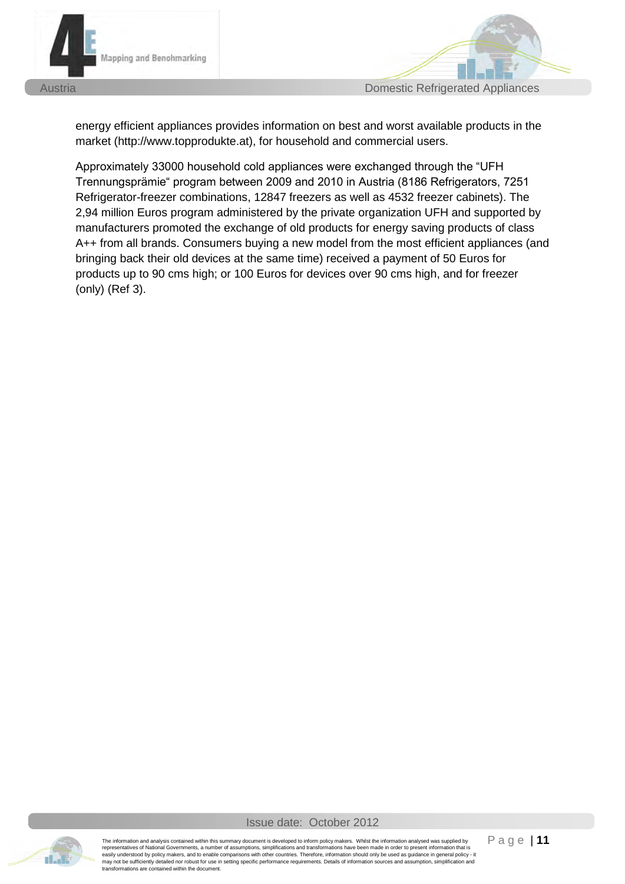energy efficient appliances provides information on best and worst available products in the market (http://www.topprodukte.at), for household and commercial users.

Approximately 33000 household cold appliances were exchanged through the "UFH Trennungsprämie" program between 2009 and 2010 in Austria (8186 Refrigerators, 7251 Refrigerator-freezer combinations, 12847 freezers as well as 4532 freezer cabinets). The 2,94 million Euros program administered by the private organization UFH and supported by manufacturers promoted the exchange of old products for energy saving products of class A++ from all brands. Consumers buying a new model from the most efficient appliances (and bringing back their old devices at the same time) received a payment of 50 Euros for products up to 90 cms high; or 100 Euros for devices over 90 cms high, and for freezer (only) (Ref 3).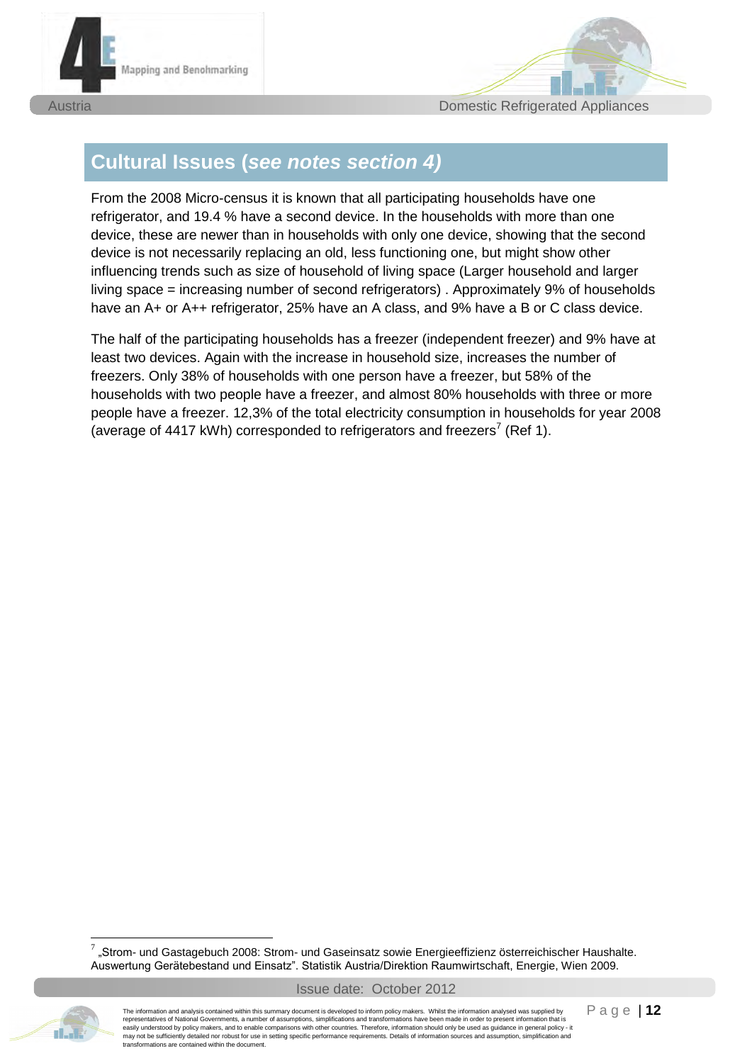## Cultural Issues (*see notes section 4)*

From the 2008 Micro-census it is known that all participating households have one refrigerator, and 19.4 % have a second device. In the households with more than one device, these are newer than in households with only one device, showing that the second device is not necessarily replacing an old, less functioning one, but might show other influencing trends such as size of household of living space (Larger household and larger living space = increasing number of second refrigerators) . Approximately 9% of households have an A+ or A++ refrigerator, 25% have an A class, and 9% have a B or C class device.

The half of the participating households has a freezer (independent freezer) and 9% have at least two devices. Again with the increase in household size, increases the number of freezers. Only 38% of households with one person have a freezer, but 58% of the households with two people have a freezer, and almost 80% households with three or more people have a freezer. 12,3% of the total electricity consumption in households for year 2008 (average of 4417 kWh) corresponded to refrigerators and freezers[7] (Ref 1).

---

[7] „Strom- und Gastagebuch 2008: Strom- und Gaseinsatz sowie Energieeffizienz österreichischer Haushalte. Auswertung Gerätebestand und Einsatz". Statistik Austria/Direktion Raumwirtschaft, Energie, Wien 2009.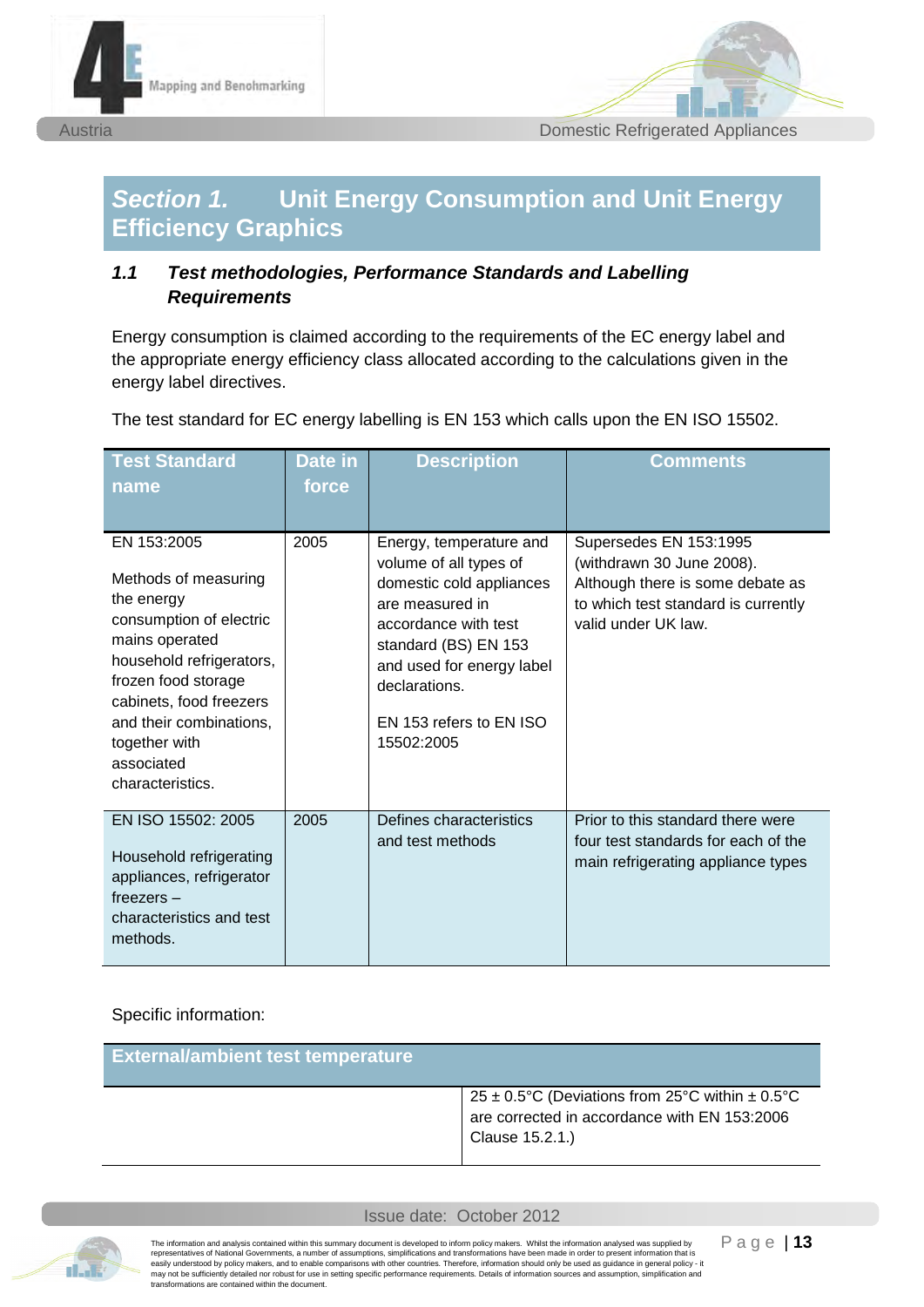# *Section 1.* Unit Energy Consumption and Unit Energy Efficiency Graphics

## *1.1 Test methodologies, Performance Standards and Labelling Requirements*

Energy consumption is claimed according to the requirements of the EC energy label and the appropriate energy efficiency class allocated according to the calculations given in the energy label directives.

The test standard for EC energy labelling is EN 153 which calls upon the EN ISO 15502.

| Test Standard name | Date in force | Description | Comments |
|---|---|---|---|
| EN 153:2005<br><br>Methods of measuring the energy consumption of electric mains operated household refrigerators, frozen food storage cabinets, food freezers and their combinations, together with associated characteristics. | 2005 | Energy, temperature and volume of all types of domestic cold appliances are measured in accordance with test standard (BS) EN 153 and used for energy label declarations.<br><br>EN 153 refers to EN ISO 15502:2005 | Supersedes EN 153:1995 (withdrawn 30 June 2008). Although there is some debate as to which test standard is currently valid under UK law. |
| EN ISO 15502: 2005<br><br>Household refrigerating appliances, refrigerator freezers – characteristics and test methods. | 2005 | Defines characteristics and test methods | Prior to this standard there were four test standards for each of the main refrigerating appliance types |

Specific information:

| External/ambient test temperature | |
|---|---|
| | 25 ± 0.5°C (Deviations from 25°C within ± 0.5°C are corrected in accordance with EN 153:2006 Clause 15.2.1.) |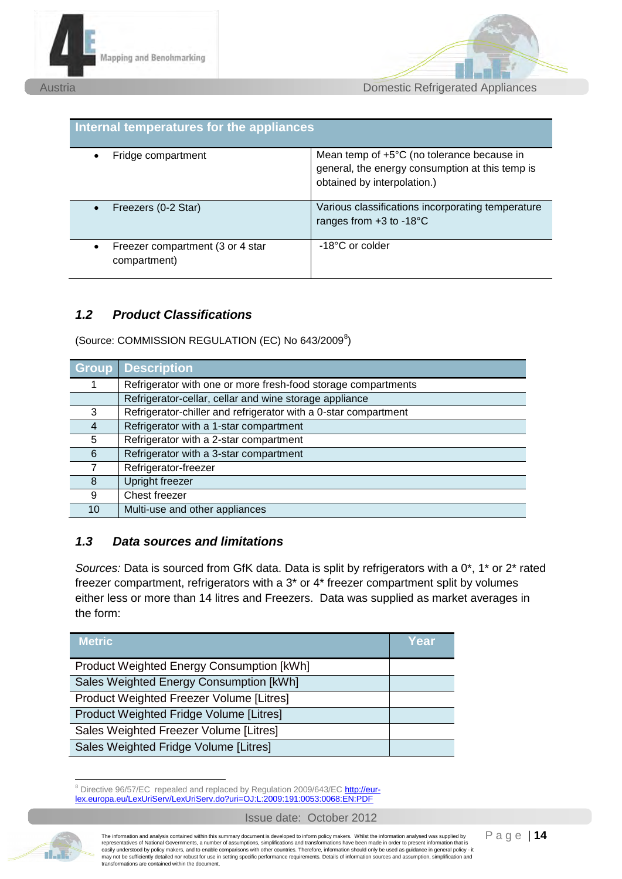| Internal temperatures for the appliances | |
|---|---|
| • Fridge compartment | Mean temp of +5°C (no tolerance because in general, the energy consumption at this temp is obtained by interpolation.) |
| • Freezers (0-2 Star) | Various classifications incorporating temperature ranges from +3 to -18°C |
| • Freezer compartment (3 or 4 star compartment) | -18°C or colder |

## 1.2 Product Classifications

(Source: COMMISSION REGULATION (EC) No 643/2009[8])

| Group | Description |
|---|---|
| 1 | Refrigerator with one or more fresh-food storage compartments |
| | Refrigerator-cellar, cellar and wine storage appliance |
| 3 | Refrigerator-chiller and refrigerator with a 0-star compartment |
| 4 | Refrigerator with a 1-star compartment |
| 5 | Refrigerator with a 2-star compartment |
| 6 | Refrigerator with a 3-star compartment |
| 7 | Refrigerator-freezer |
| 8 | Upright freezer |
| 9 | Chest freezer |
| 10 | Multi-use and other appliances |

## 1.3 Data sources and limitations

*Sources:* Data is sourced from GfK data. Data is split by refrigerators with a 0*, 1* or 2* rated freezer compartment, refrigerators with a 3* or 4* freezer compartment split by volumes either less or more than 14 litres and Freezers. Data was supplied as market averages in the form:

| Metric | Year |
|---|---|
| Product Weighted Energy Consumption [kWh] | |
| Sales Weighted Energy Consumption [kWh] | |
| Product Weighted Freezer Volume [Litres] | |
| Product Weighted Fridge Volume [Litres] | |
| Sales Weighted Freezer Volume [Litres] | |
| Sales Weighted Fridge Volume [Litres] | |

[8] Directive 96/57/EC repealed and replaced by Regulation 2009/643/EC http://eur-lex.europa.eu/LexUriServ/LexUriServ.do?uri=OJ:L:2009:191:0053:0068:EN:PDF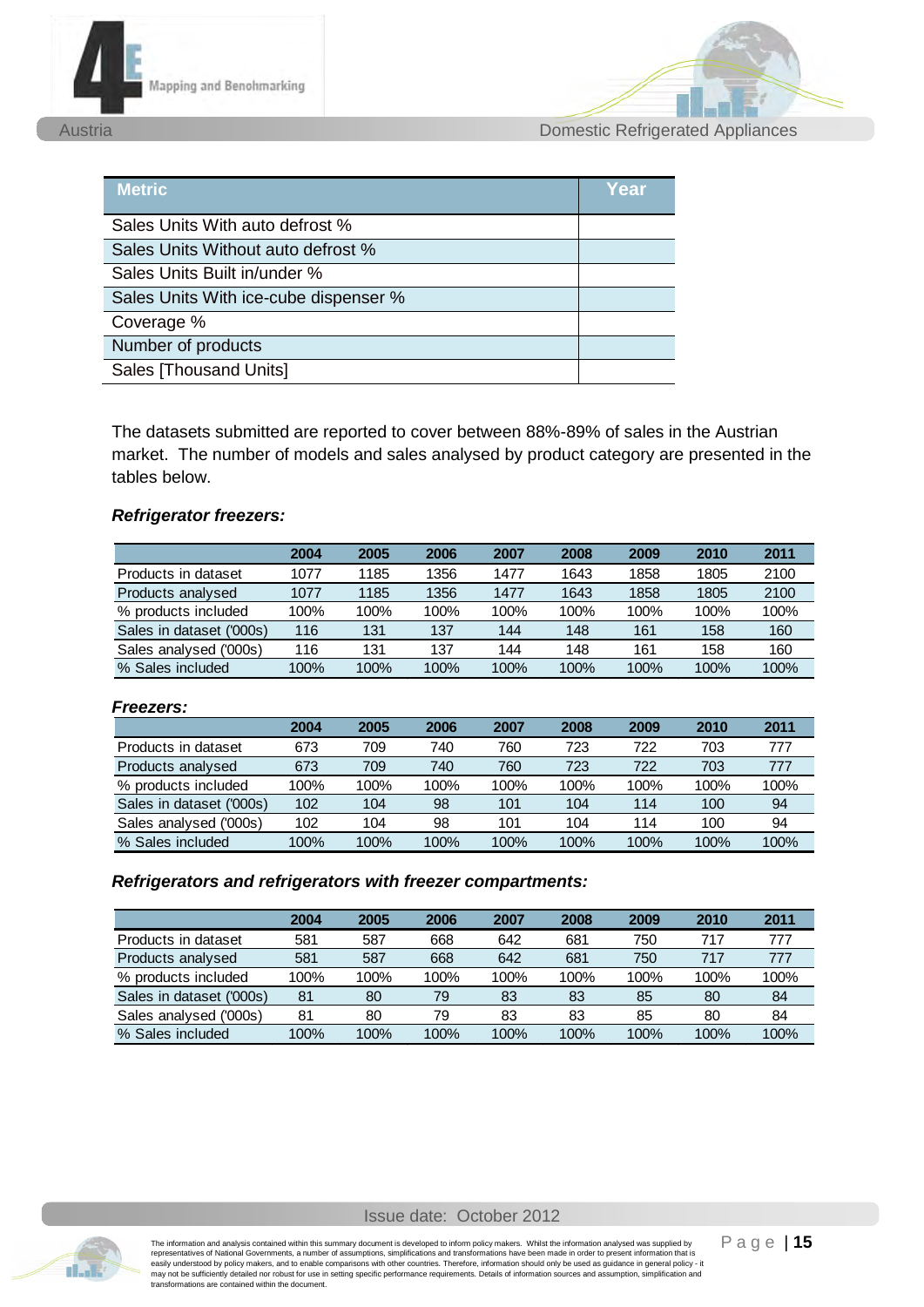| Metric | Year |
|---|---|
| Sales Units With auto defrost % | |
| Sales Units Without auto defrost % | |
| Sales Units Built in/under % | |
| Sales Units With ice-cube dispenser % | |
| Coverage % | |
| Number of products | |
| Sales [Thousand Units] | |

The datasets submitted are reported to cover between 88%-89% of sales in the Austrian market. The number of models and sales analysed by product category are presented in the tables below.

***Refrigerator freezers:***

| | 2004 | 2005 | 2006 | 2007 | 2008 | 2009 | 2010 | 2011 |
|---|---|---|---|---|---|---|---|---|
| Products in dataset | 1077 | 1185 | 1356 | 1477 | 1643 | 1858 | 1805 | 2100 |
| Products analysed | 1077 | 1185 | 1356 | 1477 | 1643 | 1858 | 1805 | 2100 |
| % products included | 100% | 100% | 100% | 100% | 100% | 100% | 100% | 100% |
| Sales in dataset ('000s) | 116 | 131 | 137 | 144 | 148 | 161 | 158 | 160 |
| Sales analysed ('000s) | 116 | 131 | 137 | 144 | 148 | 161 | 158 | 160 |
| % Sales included | 100% | 100% | 100% | 100% | 100% | 100% | 100% | 100% |

***Freezers:***

| | 2004 | 2005 | 2006 | 2007 | 2008 | 2009 | 2010 | 2011 |
|---|---|---|---|---|---|---|---|---|
| Products in dataset | 673 | 709 | 740 | 760 | 723 | 722 | 703 | 777 |
| Products analysed | 673 | 709 | 740 | 760 | 723 | 722 | 703 | 777 |
| % products included | 100% | 100% | 100% | 100% | 100% | 100% | 100% | 100% |
| Sales in dataset ('000s) | 102 | 104 | 98 | 101 | 104 | 114 | 100 | 94 |
| Sales analysed ('000s) | 102 | 104 | 98 | 101 | 104 | 114 | 100 | 94 |
| % Sales included | 100% | 100% | 100% | 100% | 100% | 100% | 100% | 100% |

***Refrigerators and refrigerators with freezer compartments:***

| | 2004 | 2005 | 2006 | 2007 | 2008 | 2009 | 2010 | 2011 |
|---|---|---|---|---|---|---|---|---|
| Products in dataset | 581 | 587 | 668 | 642 | 681 | 750 | 717 | 777 |
| Products analysed | 581 | 587 | 668 | 642 | 681 | 750 | 717 | 777 |
| % products included | 100% | 100% | 100% | 100% | 100% | 100% | 100% | 100% |
| Sales in dataset ('000s) | 81 | 80 | 79 | 83 | 83 | 85 | 80 | 84 |
| Sales analysed ('000s) | 81 | 80 | 79 | 83 | 83 | 85 | 80 | 84 |
| % Sales included | 100% | 100% | 100% | 100% | 100% | 100% | 100% | 100% |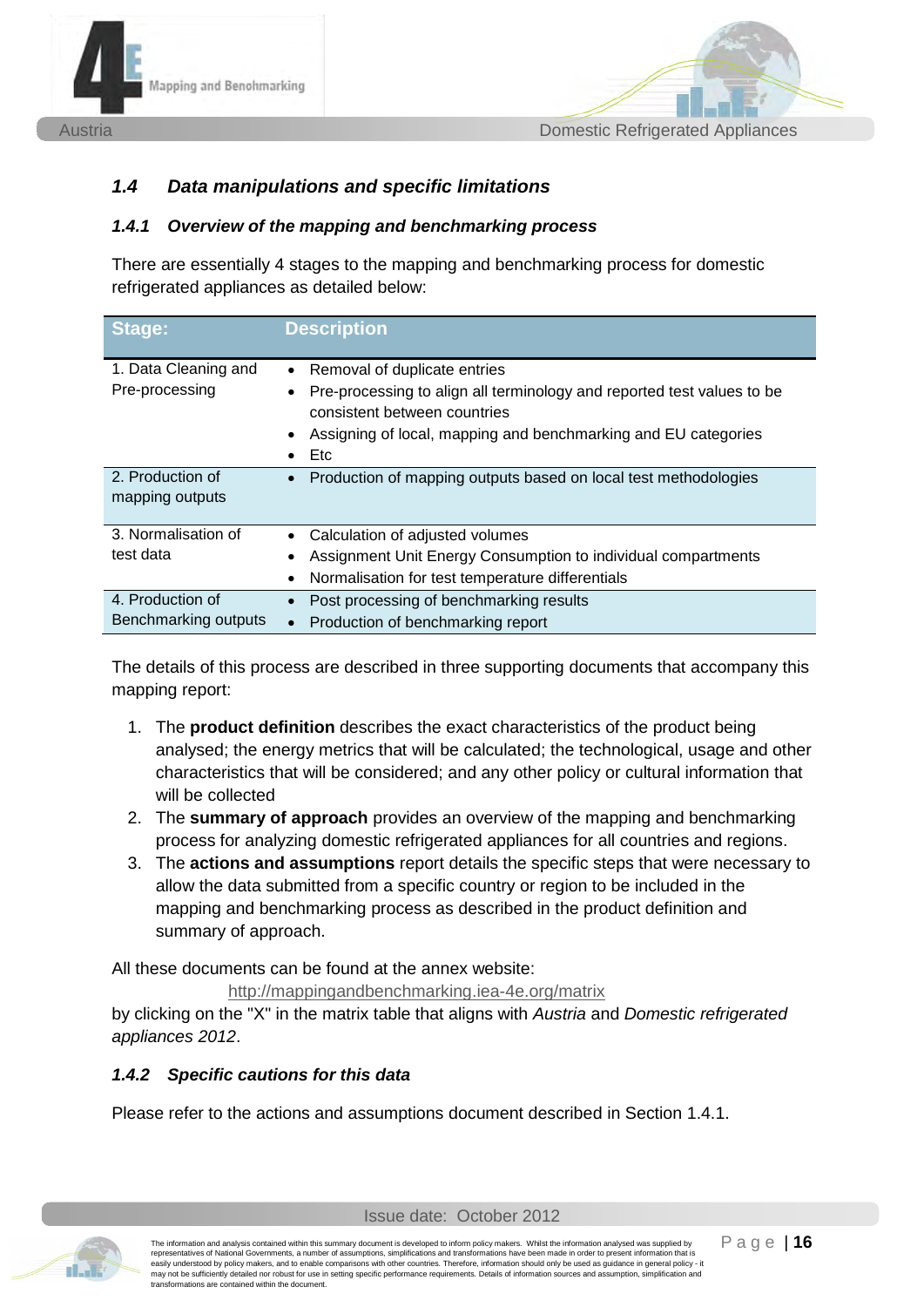### *1.4 Data manipulations and specific limitations*

#### *1.4.1 Overview of the mapping and benchmarking process*

There are essentially 4 stages to the mapping and benchmarking process for domestic refrigerated appliances as detailed below:

| Stage: | Description |
|---|---|
| 1. Data Cleaning and Pre-processing | • Removal of duplicate entries<br>• Pre-processing to align all terminology and reported test values to be consistent between countries<br>• Assigning of local, mapping and benchmarking and EU categories<br>• Etc |
| 2. Production of mapping outputs | • Production of mapping outputs based on local test methodologies |
| 3. Normalisation of test data | • Calculation of adjusted volumes<br>• Assignment Unit Energy Consumption to individual compartments<br>• Normalisation for test temperature differentials |
| 4. Production of Benchmarking outputs | • Post processing of benchmarking results<br>• Production of benchmarking report |

The details of this process are described in three supporting documents that accompany this mapping report:

1. The **product definition** describes the exact characteristics of the product being analysed; the energy metrics that will be calculated; the technological, usage and other characteristics that will be considered; and any other policy or cultural information that will be collected
2. The **summary of approach** provides an overview of the mapping and benchmarking process for analyzing domestic refrigerated appliances for all countries and regions.
3. The **actions and assumptions** report details the specific steps that were necessary to allow the data submitted from a specific country or region to be included in the mapping and benchmarking process as described in the product definition and summary of approach.

All these documents can be found at the annex website:

http://mappingandbenchmarking.iea-4e.org/matrix

by clicking on the "X" in the matrix table that aligns with *Austria* and *Domestic refrigerated appliances 2012*.

#### *1.4.2 Specific cautions for this data*

Please refer to the actions and assumptions document described in Section 1.4.1.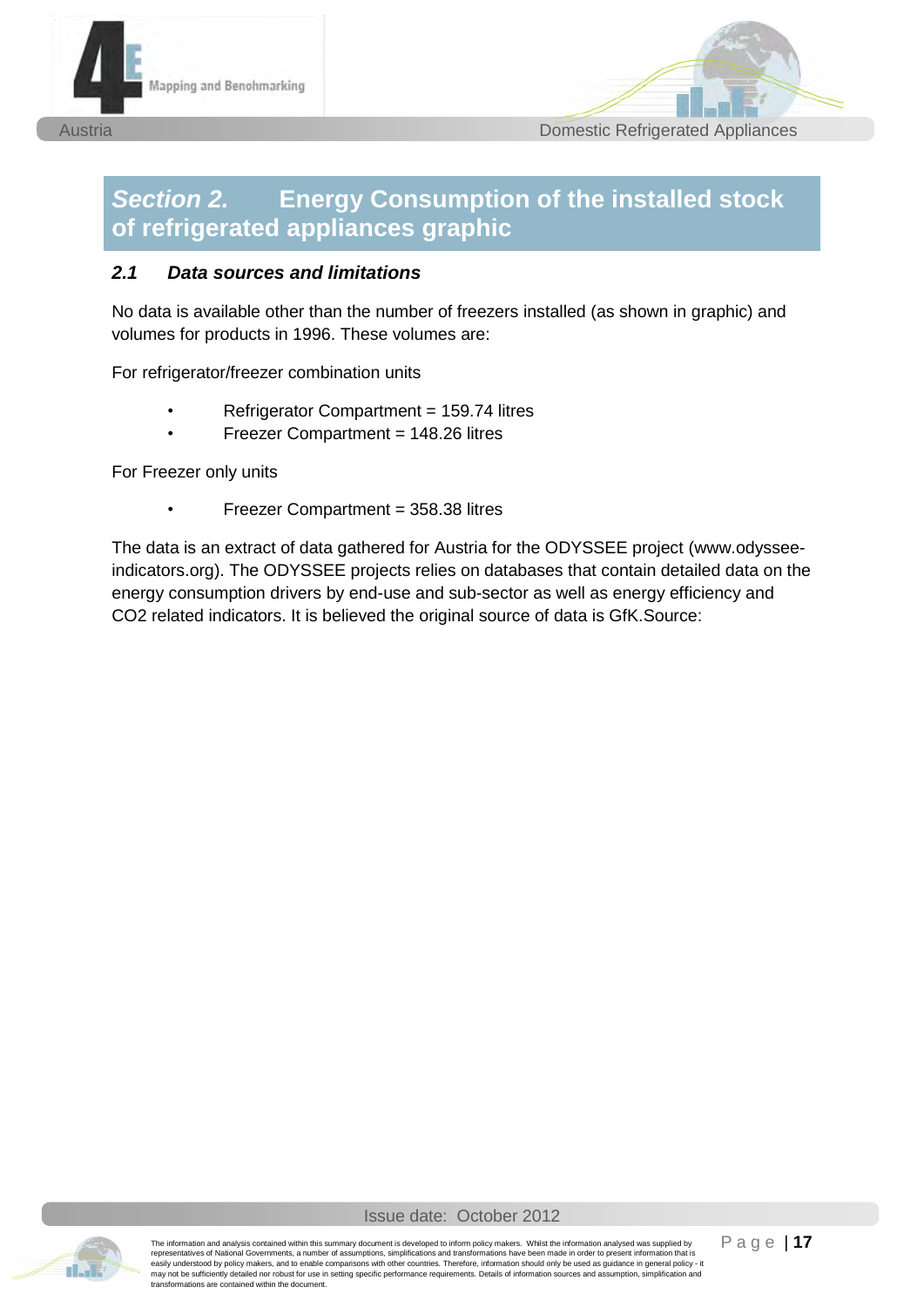# *Section 2.* Energy Consumption of the installed stock of refrigerated appliances graphic

## *2.1 Data sources and limitations*

No data is available other than the number of freezers installed (as shown in graphic) and volumes for products in 1996. These volumes are:

For refrigerator/freezer combination units

- Refrigerator Compartment = 159.74 litres
- Freezer Compartment = 148.26 litres

For Freezer only units

- Freezer Compartment = 358.38 litres

The data is an extract of data gathered for Austria for the ODYSSEE project (www.odyssee-indicators.org). The ODYSSEE projects relies on databases that contain detailed data on the energy consumption drivers by end-use and sub-sector as well as energy efficiency and CO2 related indicators. It is believed the original source of data is GfK.Source: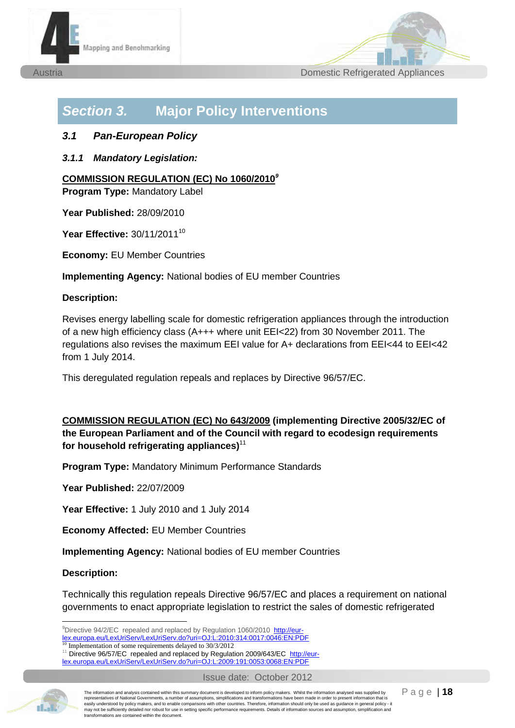## Section 3. Major Policy Interventions

### *3.1 Pan-European Policy*

#### *3.1.1 Mandatory Legislation:*

**COMMISSION REGULATION (EC) No 1060/2010**[9]
**Program Type:** Mandatory Label

**Year Published:** 28/09/2010

**Year Effective:** 30/11/2011[10]

**Economy:** EU Member Countries

**Implementing Agency:** National bodies of EU member Countries

**Description:**

Revises energy labelling scale for domestic refrigeration appliances through the introduction of a new high efficiency class (A+++ where unit EEI<22) from 30 November 2011. The regulations also revises the maximum EEI value for A+ declarations from EEI<44 to EEI<42 from 1 July 2014.

This deregulated regulation repeals and replaces by Directive 96/57/EC.

**COMMISSION REGULATION (EC) No 643/2009 (implementing Directive 2005/32/EC of the European Parliament and of the Council with regard to ecodesign requirements for household refrigerating appliances)**[11]

**Program Type:** Mandatory Minimum Performance Standards

**Year Published:** 22/07/2009

**Year Effective:** 1 July 2010 and 1 July 2014

**Economy Affected:** EU Member Countries

**Implementing Agency:** National bodies of EU member Countries

**Description:**

Technically this regulation repeals Directive 96/57/EC and places a requirement on national governments to enact appropriate legislation to restrict the sales of domestic refrigerated

---

[9] Directive 94/2/EC repealed and replaced by Regulation 1060/2010 http://eur-lex.europa.eu/LexUriServ/LexUriServ.do?uri=OJ:L:2010:314:0017:0046:EN:PDF

[10] Implementation of some requirements delayed to 30/3/2012

[11] Directive 96/57/EC repealed and replaced by Regulation 2009/643/EC http://eur-lex.europa.eu/LexUriServ/LexUriServ.do?uri=OJ:L:2009:191:0053:0068:EN:PDF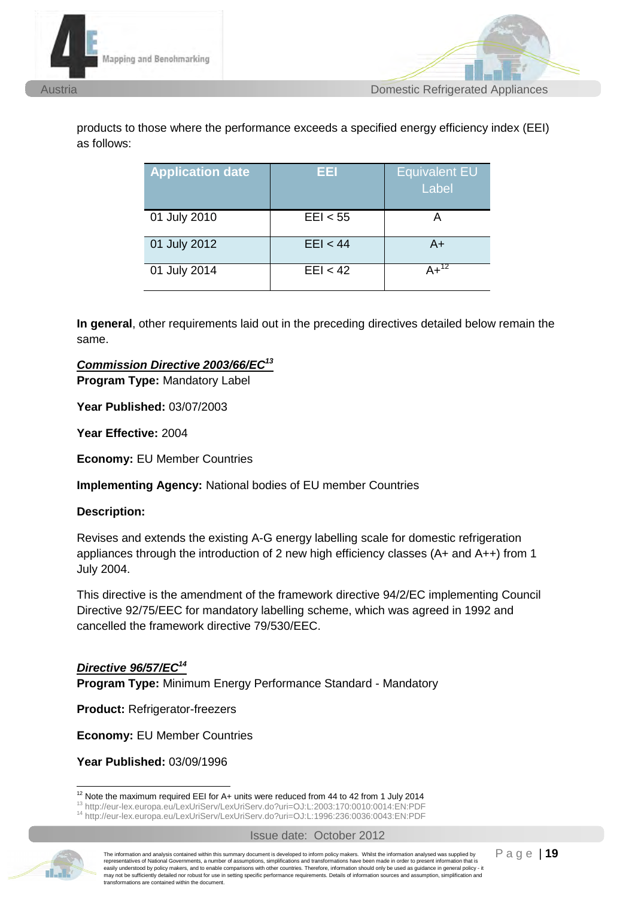products to those where the performance exceeds a specified energy efficiency index (EEI) as follows:

| Application date | EEI | Equivalent EU Label |
|---|---|---|
| 01 July 2010 | EEI < 55 | A |
| 01 July 2012 | EEI < 44 | A+ |
| 01 July 2014 | EEI < 42 | A+[12] |

**In general**, other requirements laid out in the preceding directives detailed below remain the same.

***Commission Directive 2003/66/EC***[13]

**Program Type:** Mandatory Label

**Year Published:** 03/07/2003

**Year Effective:** 2004

**Economy:** EU Member Countries

**Implementing Agency:** National bodies of EU member Countries

**Description:**

Revises and extends the existing A-G energy labelling scale for domestic refrigeration appliances through the introduction of 2 new high efficiency classes (A+ and A++) from 1 July 2004.

This directive is the amendment of the framework directive 94/2/EC implementing Council Directive 92/75/EEC for mandatory labelling scheme, which was agreed in 1992 and cancelled the framework directive 79/530/EEC.

***Directive 96/57/EC***[14]

**Program Type:** Minimum Energy Performance Standard - Mandatory

**Product:** Refrigerator-freezers

**Economy:** EU Member Countries

**Year Published:** 03/09/1996

[12] Note the maximum required EEI for A+ units were reduced from 44 to 42 from 1 July 2014

[13] http://eur-lex.europa.eu/LexUriServ/LexUriServ.do?uri=OJ:L:2003:170:0010:0014:EN:PDF

[14] http://eur-lex.europa.eu/LexUriServ/LexUriServ.do?uri=OJ:L:1996:236:0036:0043:EN:PDF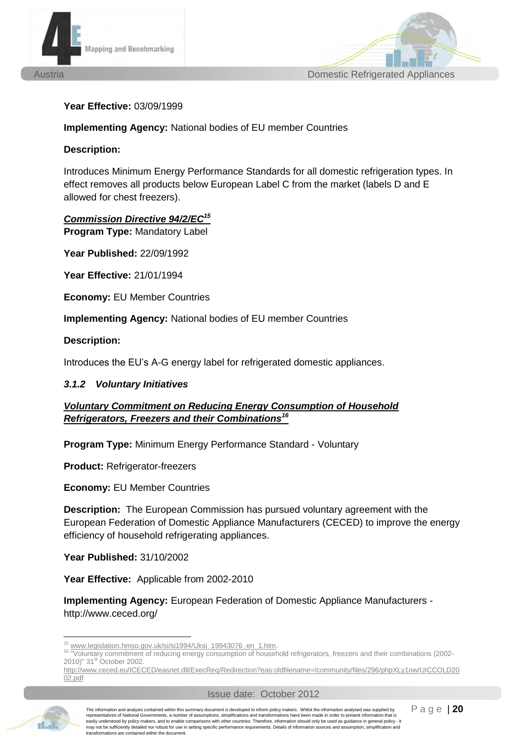**Year Effective:** 03/09/1999

**Implementing Agency:** National bodies of EU member Countries

**Description:**

Introduces Minimum Energy Performance Standards for all domestic refrigeration types. In effect removes all products below European Label C from the market (labels D and E allowed for chest freezers).

***Commission Directive 94/2/EC***[15]

**Program Type:** Mandatory Label

**Year Published:** 22/09/1992

**Year Effective:** 21/01/1994

**Economy:** EU Member Countries

**Implementing Agency:** National bodies of EU member Countries

**Description:**

Introduces the EU's A-G energy label for refrigerated domestic appliances.

### *3.1.2 Voluntary Initiatives*

***Voluntary Commitment on Reducing Energy Consumption of Household Refrigerators, Freezers and their Combinations***[16]

**Program Type:** Minimum Energy Performance Standard - Voluntary

**Product:** Refrigerator-freezers

**Economy:** EU Member Countries

**Description:** The European Commission has pursued voluntary agreement with the European Federation of Domestic Appliance Manufacturers (CECED) to improve the energy efficiency of household refrigerating appliances.

**Year Published:** 31/10/2002

**Year Effective:** Applicable from 2002-2010

**Implementing Agency:** European Federation of Domestic Appliance Manufacturers - http://www.ceced.org/

---

[15] www.legislation.hmso.gov.uk/si/si1994/Uksi_19943076_en_1.htm.

[16] "Voluntary commitment of reducing energy consumption of household refrigerators, freezers and their combinations (2002-2010)" 31st October 2002. http://www.ceced.eu/ICECED/easnet.dll/ExecReq/Redirection?eas:oldfilename=/community/files/296/phpXLy1ow/UICCOLD2002.pdf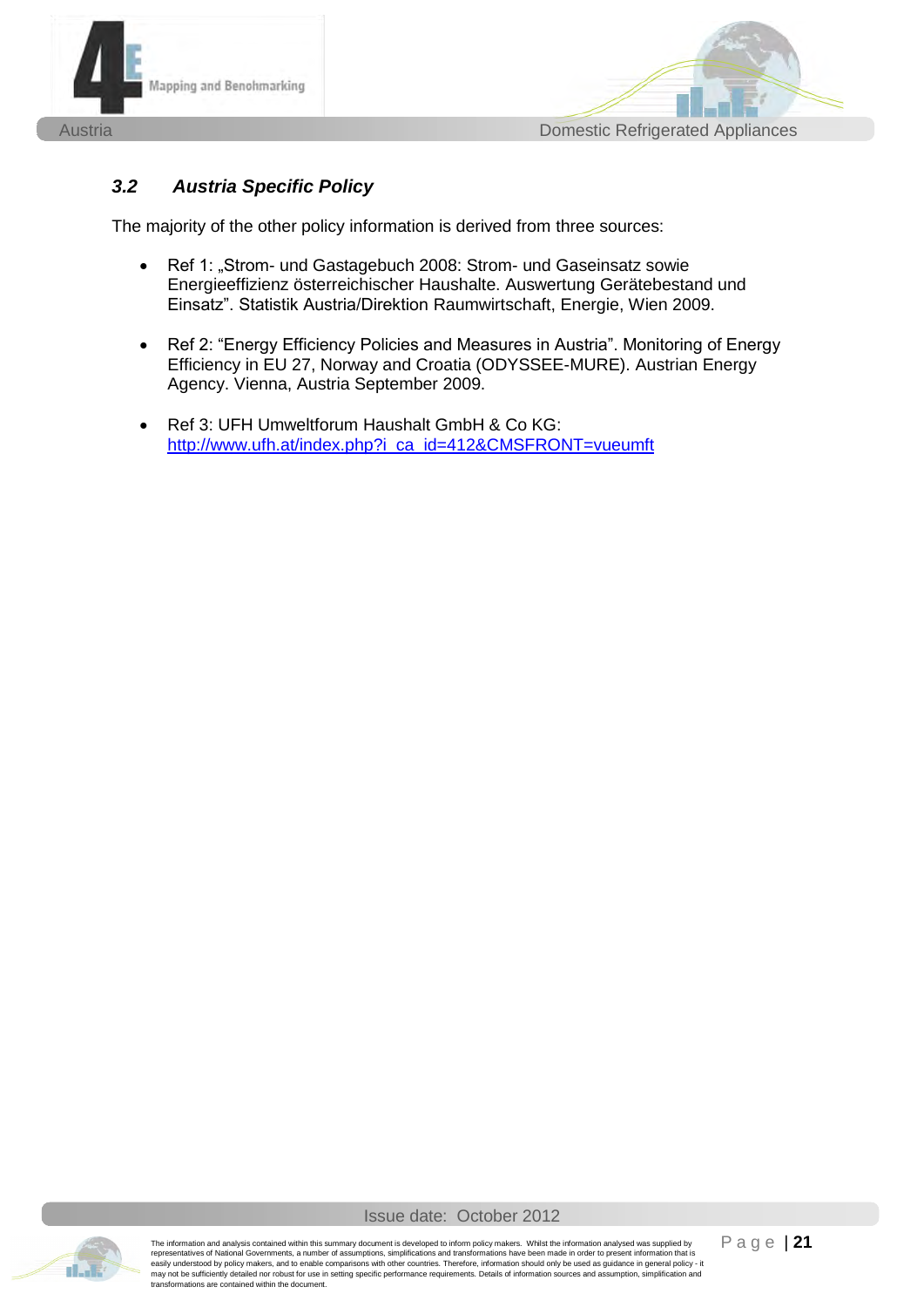### *3.2 Austria Specific Policy*

The majority of the other policy information is derived from three sources:

- Ref 1: „Strom- und Gastagebuch 2008: Strom- und Gaseinsatz sowie Energieeffizienz österreichischer Haushalte. Auswertung Gerätebestand und Einsatz". Statistik Austria/Direktion Raumwirtschaft, Energie, Wien 2009.
- Ref 2: "Energy Efficiency Policies and Measures in Austria". Monitoring of Energy Efficiency in EU 27, Norway and Croatia (ODYSSEE-MURE). Austrian Energy Agency. Vienna, Austria September 2009.
- Ref 3: UFH Umweltforum Haushalt GmbH & Co KG: http://www.ufh.at/index.php?i_ca_id=412&CMSFRONT=vueumft

Issue date: October 2012

The information and analysis contained within this summary document is developed to inform policy makers. Whilst the information analysed was supplied by representatives of National Governments, a number of assumptions, simplifications and transformations have been made in order to present information that is easily understood by policy makers, and to enable comparisons with other countries. Therefore, information should only be used as guidance in general policy - it may not be sufficiently detailed nor robust for use in setting specific performance requirements. Details of information sources and assumption, simplification and transformations are contained within the document.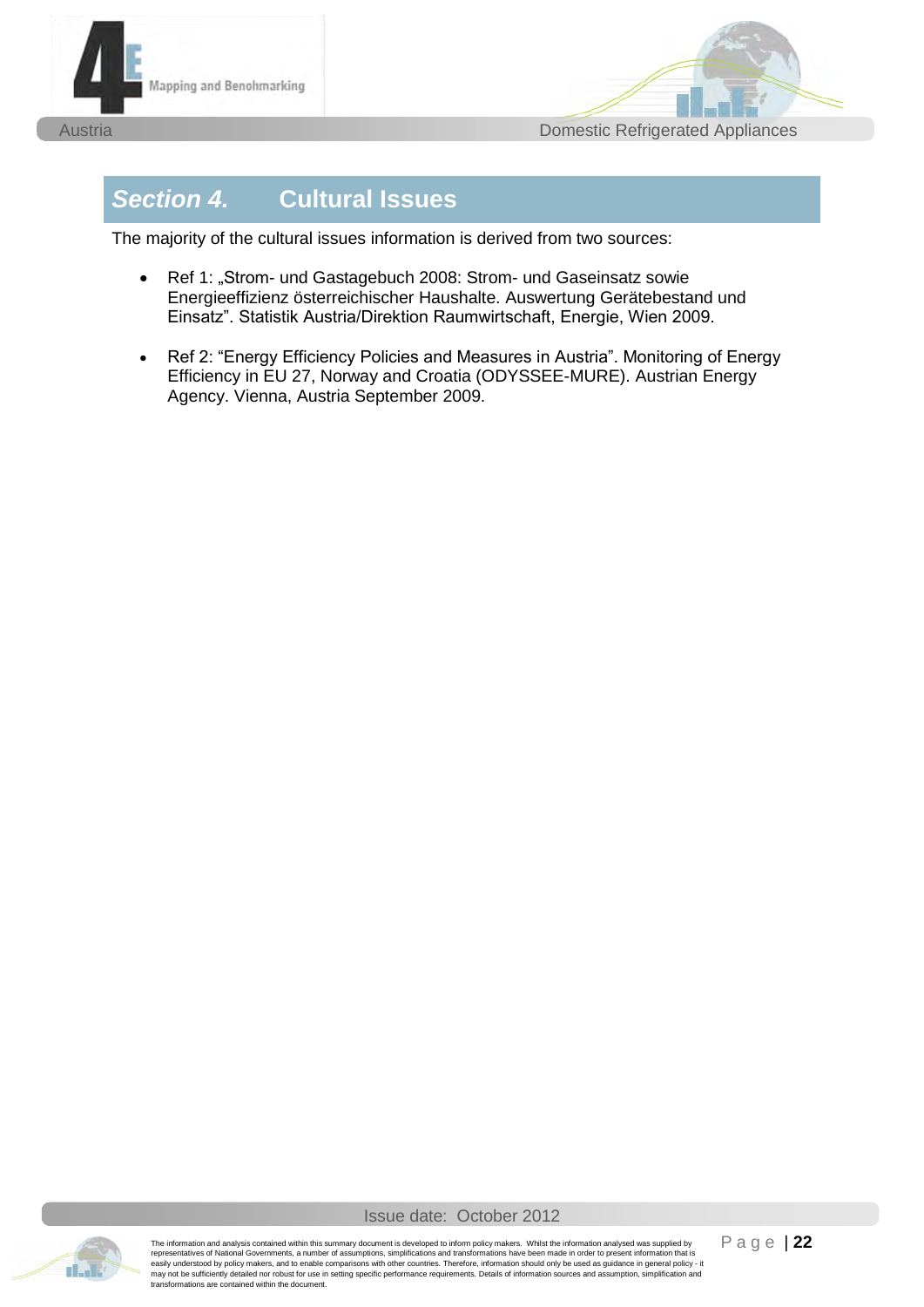## *Section 4.* Cultural Issues

The majority of the cultural issues information is derived from two sources:

- Ref 1: „Strom- und Gastagebuch 2008: Strom- und Gaseinsatz sowie Energieeffizienz österreichischer Haushalte. Auswertung Gerätebestand und Einsatz". Statistik Austria/Direktion Raumwirtschaft, Energie, Wien 2009.
- Ref 2: "Energy Efficiency Policies and Measures in Austria". Monitoring of Energy Efficiency in EU 27, Norway and Croatia (ODYSSEE-MURE). Austrian Energy Agency. Vienna, Austria September 2009.